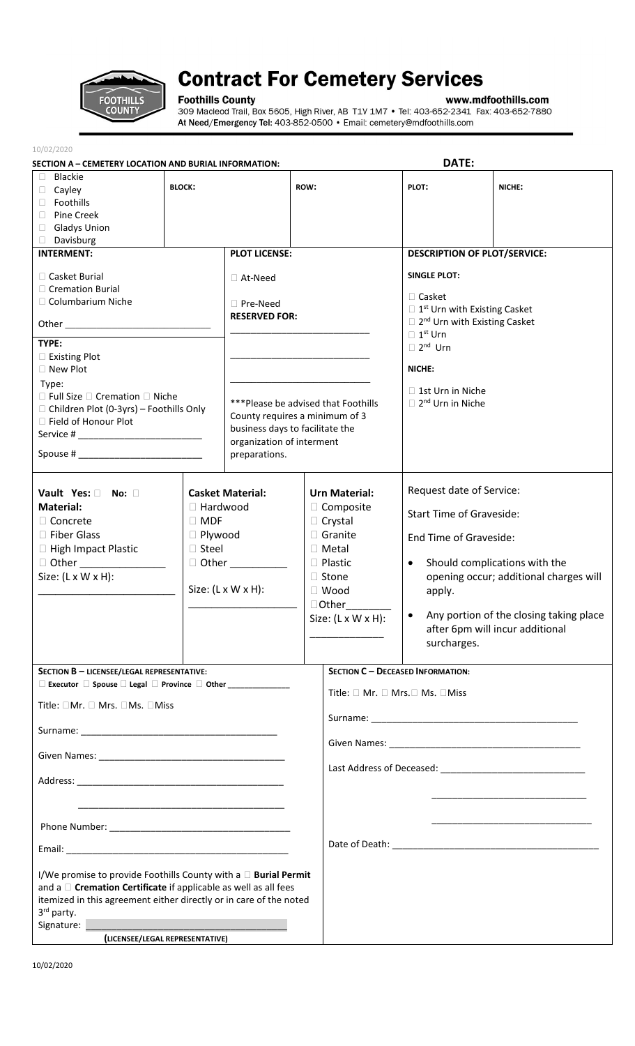# Contract For Cemetery Services

**Foothills County**
www.mdfoothills.com
309 Macleod Trail, Box 5605, High River, AB T1V 1M7 • Tel: 403-652-2341 Fax: 403-652-7880
At Need/Emergency Tel: 403-852-0500 • Email: cemetery@mdfoothills.com

10/02/2020

## SECTION A – CEMETERY LOCATION AND BURIAL INFORMATION:

**DATE:**

| | BLOCK: | ROW: | PLOT: | NICHE: |
|---|---|---|---|---|
| ☐ Blackie<br>☐ Cayley<br>☐ Foothills<br>☐ Pine Creek<br>☐ Gladys Union<br>☐ Davisburg | | | | |

| INTERMENT: | PLOT LICENSE: | DESCRIPTION OF PLOT/SERVICE: |
|---|---|---|
| ☐ Casket Burial<br>☐ Cremation Burial<br>☐ Columbarium Niche<br><br>Other ____________________________<br><br>**TYPE:**<br>☐ Existing Plot<br>☐ New Plot<br><br>Type:<br>☐ Full Size ☐ Cremation ☐ Niche<br>☐ Children Plot (0-3yrs) – Foothills Only<br>☐ Field of Honour Plot<br>Service # ________________________<br><br>Spouse # ________________________ | ☐ At-Need<br><br>☐ Pre-Need<br>**RESERVED FOR:**<br><br>__________________________<br><br>__________________________<br><br>__________________________<br><br>***Please be advised that Foothills County requires a minimum of 3 business days to facilitate the organization of interment preparations. | **SINGLE PLOT:**<br><br>☐ Casket<br>☐ 1st Urn with Existing Casket<br>☐ 2nd Urn with Existing Casket<br>☐ 1st Urn<br>☐ 2nd Urn<br><br>**NICHE:**<br><br>☐ 1st Urn in Niche<br>☐ 2nd Urn in Niche |

| Vault Yes: ☐ No: ☐ | Casket Material: | Urn Material: | |
|---|---|---|---|
| **Material:**<br>☐ Concrete<br>☐ Fiber Glass<br>☐ High Impact Plastic<br>☐ Other ________________<br>Size: (L x W x H):<br>________________________ | ☐ Hardwood<br>☐ MDF<br>☐ Plywood<br>☐ Steel<br>☐ Other ___________<br><br>Size: (L x W x H):<br>___________________ | ☐ Composite<br>☐ Crystal<br>☐ Granite<br>☐ Metal<br>☐ Plastic<br>☐ Stone<br>☐ Wood<br>☐Other________<br>Size: (L x W x H):<br>_____________ | Request date of Service:<br><br>Start Time of Graveside:<br><br>End Time of Graveside:<br><br>• Should complications with the opening occur; additional charges will apply.<br><br>• Any portion of the closing taking place after 6pm will incur additional surcharges. |

## SECTION B – LICENSEE/LEGAL REPRESENTATIVE:

☐ Executor ☐ Spouse ☐ Legal ☐ Province ☐ Other _____________

Title: ☐Mr. ☐ Mrs. ☐Ms. ☐Miss

Surname: ______________________________________

Given Names: ___________________________________

Address: _______________________________________

_______________________________________

Phone Number: __________________________________

Email: __________________________________________

I/We promise to provide Foothills County with a ☐ **Burial Permit** and a ☐ **Cremation Certificate** if applicable as well as all fees itemized in this agreement either directly or in care of the noted 3rd party.

Signature: ______________________________________

**(LICENSEE/LEGAL REPRESENTATIVE)**

## SECTION C – DECEASED INFORMATION:

Title: ☐ Mr. ☐ Mrs.☐ Ms. ☐Miss

Surname: _________________________________________

Given Names: ______________________________________

Last Address of Deceased: ___________________________

_____________________________

_____________________________

Date of Death: _____________________________________

10/02/2020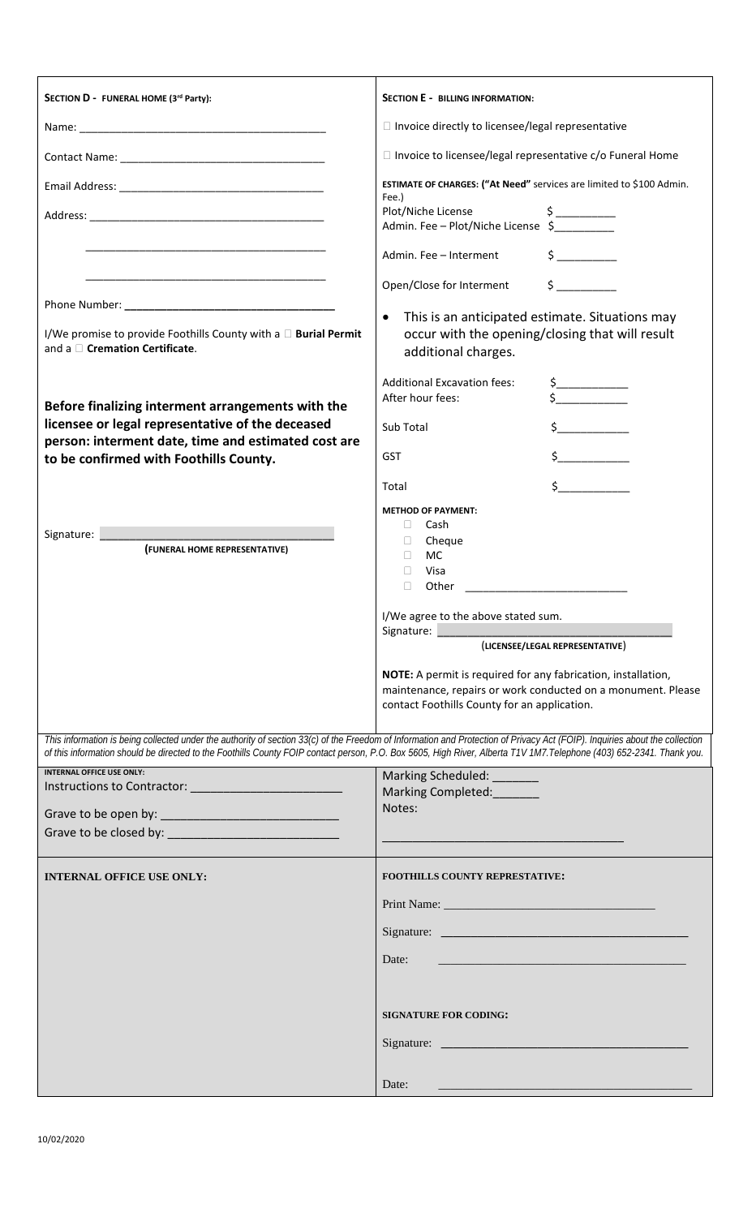**SECTION D - FUNERAL HOME (3rd Party):**

Name: ___________________________________________

Contact Name: ___________________________________

Email Address: __________________________________

Address: _______________________________________

_______________________________________

_______________________________________

Phone Number: ___________________________________

I/We promise to provide Foothills County with a ☐ **Burial Permit** and a ☐ **Cremation Certificate**.

**Before finalizing interment arrangements with the licensee or legal representative of the deceased person: interment date, time and estimated cost are to be confirmed with Foothills County.**

Signature: ___________________________________
**(FUNERAL HOME REPRESENTATIVE)**

**SECTION E - BILLING INFORMATION:**

☐ Invoice directly to licensee/legal representative

☐ Invoice to licensee/legal representative c/o Funeral Home

**ESTIMATE OF CHARGES: ("At Need" services are limited to $100 Admin. Fee.)**

| | |
|---|---|
| Plot/Niche License | $ _________ |
| Admin. Fee – Plot/Niche License | $ _________ |
| Admin. Fee – Interment | $ _________ |
| Open/Close for Interment | $ _________ |

- This is an anticipated estimate. Situations may occur with the opening/closing that will result additional charges.

| | |
|---|---|
| Additional Excavation fees: | $ ___________ |
| After hour fees: | $ ___________ |
| Sub Total | $ ___________ |
| GST | $ ___________ |
| Total | $ ___________ |

**METHOD OF PAYMENT:**

- ☐ Cash
- ☐ Cheque
- ☐ MC
- ☐ Visa
- ☐ Other ___________________________

I/We agree to the above stated sum.

Signature: ___________________________________
(**LICENSEE/LEGAL REPRESENTATIVE**)

**NOTE:** A permit is required for any fabrication, installation, maintenance, repairs or work conducted on a monument. Please contact Foothills County for an application.

*This information is being collected under the authority of section 33(c) of the Freedom of Information and Protection of Privacy Act (FOIP). Inquiries about the collection of this information should be directed to the Foothills County FOIP contact person, P.O. Box 5605, High River, Alberta T1V 1M7.Telephone (403) 652-2341. Thank you.*

**INTERNAL OFFICE USE ONLY:**

Instructions to Contractor: _______________________

Grave to be open by: ___________________________

Grave to be closed by: __________________________

Marking Scheduled: _______

Marking Completed:_______

Notes:

_____________________________________

**INTERNAL OFFICE USE ONLY:**

**FOOTHILLS COUNTY REPRESTATIVE:**

Print Name: ___________________________________

Signature: ____________________________________

Date: ________________________________________

**SIGNATURE FOR CODING:**

Signature: ____________________________________

Date: ________________________________________

10/02/2020